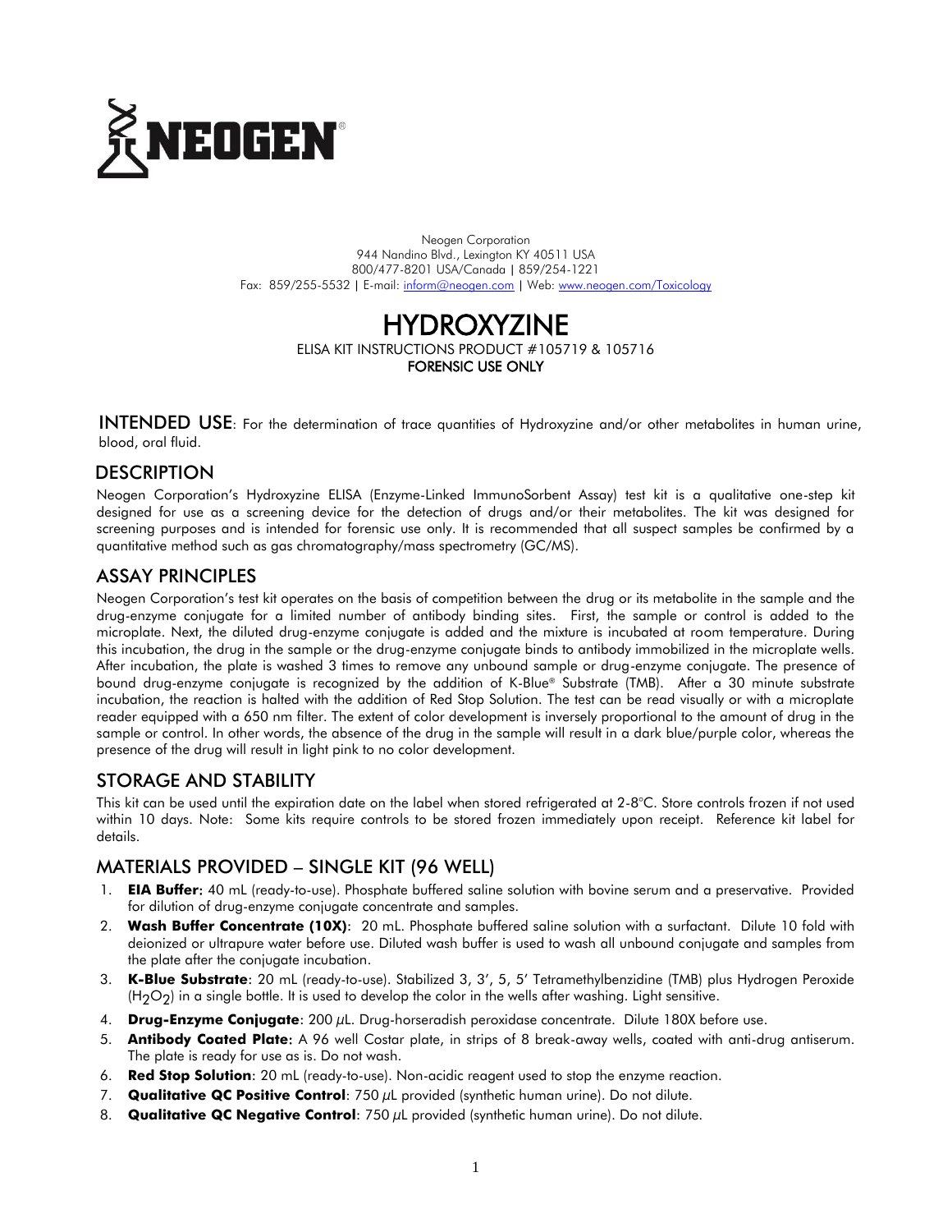NEOGEN®

Neogen Corporation
944 Nandino Blvd., Lexington KY 40511 USA
800/477-8201 USA/Canada | 859/254-1221
Fax: 859/255-5532 | E-mail: inform@neogen.com | Web: www.neogen.com/Toxicology

# HYDROXYZINE

ELISA KIT INSTRUCTIONS PRODUCT #105719 & 105716
**FORENSIC USE ONLY**

**INTENDED USE**: For the determination of trace quantities of Hydroxyzine and/or other metabolites in human urine, blood, oral fluid.

## DESCRIPTION

Neogen Corporation's Hydroxyzine ELISA (Enzyme-Linked ImmunoSorbent Assay) test kit is a qualitative one-step kit designed for use as a screening device for the detection of drugs and/or their metabolites. The kit was designed for screening purposes and is intended for forensic use only. It is recommended that all suspect samples be confirmed by a quantitative method such as gas chromatography/mass spectrometry (GC/MS).

## ASSAY PRINCIPLES

Neogen Corporation's test kit operates on the basis of competition between the drug or its metabolite in the sample and the drug-enzyme conjugate for a limited number of antibody binding sites. First, the sample or control is added to the microplate. Next, the diluted drug-enzyme conjugate is added and the mixture is incubated at room temperature. During this incubation, the drug in the sample or the drug-enzyme conjugate binds to antibody immobilized in the microplate wells. After incubation, the plate is washed 3 times to remove any unbound sample or drug-enzyme conjugate. The presence of bound drug-enzyme conjugate is recognized by the addition of K-Blue® Substrate (TMB). After a 30 minute substrate incubation, the reaction is halted with the addition of Red Stop Solution. The test can be read visually or with a microplate reader equipped with a 650 nm filter. The extent of color development is inversely proportional to the amount of drug in the sample or control. In other words, the absence of the drug in the sample will result in a dark blue/purple color, whereas the presence of the drug will result in light pink to no color development.

## STORAGE AND STABILITY

This kit can be used until the expiration date on the label when stored refrigerated at 2-8°C. Store controls frozen if not used within 10 days. Note: Some kits require controls to be stored frozen immediately upon receipt. Reference kit label for details.

## MATERIALS PROVIDED – SINGLE KIT (96 WELL)

1. **EIA Buffer:** 40 mL (ready-to-use). Phosphate buffered saline solution with bovine serum and a preservative. Provided for dilution of drug-enzyme conjugate concentrate and samples.
2. **Wash Buffer Concentrate (10X)**: 20 mL. Phosphate buffered saline solution with a surfactant. Dilute 10 fold with deionized or ultrapure water before use. Diluted wash buffer is used to wash all unbound conjugate and samples from the plate after the conjugate incubation.
3. **K-Blue Substrate**: 20 mL (ready-to-use). Stabilized 3, 3', 5, 5' Tetramethylbenzidine (TMB) plus Hydrogen Peroxide ($H_2O_2$) in a single bottle. It is used to develop the color in the wells after washing. Light sensitive.
4. **Drug-Enzyme Conjugate**: 200 µL. Drug-horseradish peroxidase concentrate. Dilute 180X before use.
5. **Antibody Coated Plate:** A 96 well Costar plate, in strips of 8 break-away wells, coated with anti-drug antiserum. The plate is ready for use as is. Do not wash.
6. **Red Stop Solution**: 20 mL (ready-to-use). Non-acidic reagent used to stop the enzyme reaction.
7. **Qualitative QC Positive Control**: 750 µL provided (synthetic human urine). Do not dilute.
8. **Qualitative QC Negative Control**: 750 µL provided (synthetic human urine). Do not dilute.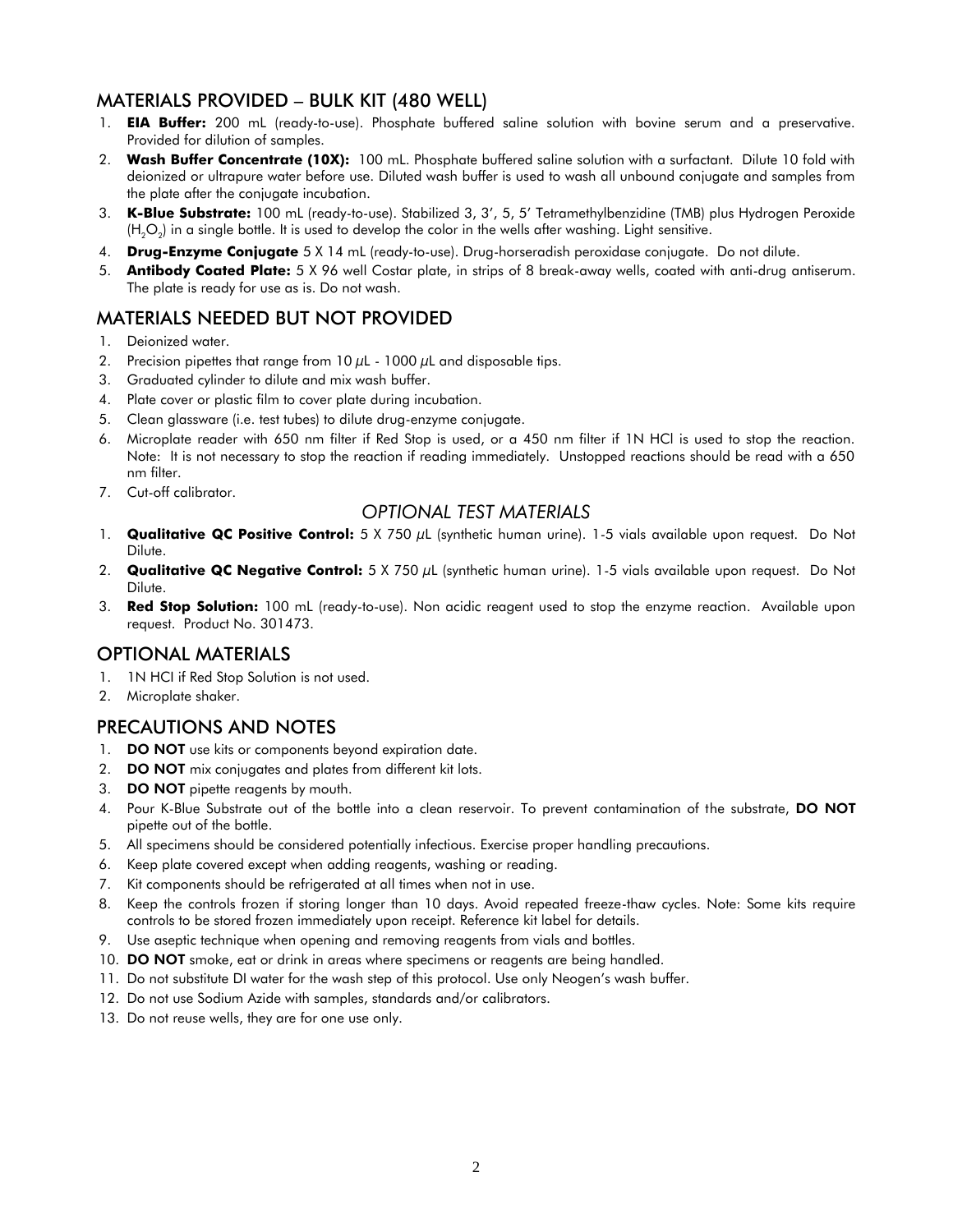## MATERIALS PROVIDED – BULK KIT (480 WELL)

1. **EIA Buffer:** 200 mL (ready-to-use). Phosphate buffered saline solution with bovine serum and a preservative. Provided for dilution of samples.
2. **Wash Buffer Concentrate (10X):** 100 mL. Phosphate buffered saline solution with a surfactant. Dilute 10 fold with deionized or ultrapure water before use. Diluted wash buffer is used to wash all unbound conjugate and samples from the plate after the conjugate incubation.
3. **K-Blue Substrate:** 100 mL (ready-to-use). Stabilized 3, 3′, 5, 5′ Tetramethylbenzidine (TMB) plus Hydrogen Peroxide ($H_2O_2$) in a single bottle. It is used to develop the color in the wells after washing. Light sensitive.
4. **Drug-Enzyme Conjugate** 5 X 14 mL (ready-to-use). Drug-horseradish peroxidase conjugate. Do not dilute.
5. **Antibody Coated Plate:** 5 X 96 well Costar plate, in strips of 8 break-away wells, coated with anti-drug antiserum. The plate is ready for use as is. Do not wash.

## MATERIALS NEEDED BUT NOT PROVIDED

1. Deionized water.
2. Precision pipettes that range from 10 $\mu$L - 1000 $\mu$L and disposable tips.
3. Graduated cylinder to dilute and mix wash buffer.
4. Plate cover or plastic film to cover plate during incubation.
5. Clean glassware (i.e. test tubes) to dilute drug-enzyme conjugate.
6. Microplate reader with 650 nm filter if Red Stop is used, or a 450 nm filter if 1N HCl is used to stop the reaction. Note: It is not necessary to stop the reaction if reading immediately. Unstopped reactions should be read with a 650 nm filter.
7. Cut-off calibrator.

### *OPTIONAL TEST MATERIALS*

1. **Qualitative QC Positive Control:** 5 X 750 $\mu$L (synthetic human urine). 1-5 vials available upon request. Do Not Dilute.
2. **Qualitative QC Negative Control:** 5 X 750 $\mu$L (synthetic human urine). 1-5 vials available upon request. Do Not Dilute.
3. **Red Stop Solution:** 100 mL (ready-to-use). Non acidic reagent used to stop the enzyme reaction. Available upon request. Product No. 301473.

## OPTIONAL MATERIALS

1. 1N HCl if Red Stop Solution is not used.
2. Microplate shaker.

## PRECAUTIONS AND NOTES

1. **DO NOT** use kits or components beyond expiration date.
2. **DO NOT** mix conjugates and plates from different kit lots.
3. **DO NOT** pipette reagents by mouth.
4. Pour K-Blue Substrate out of the bottle into a clean reservoir. To prevent contamination of the substrate, **DO NOT** pipette out of the bottle.
5. All specimens should be considered potentially infectious. Exercise proper handling precautions.
6. Keep plate covered except when adding reagents, washing or reading.
7. Kit components should be refrigerated at all times when not in use.
8. Keep the controls frozen if storing longer than 10 days. Avoid repeated freeze-thaw cycles. Note: Some kits require controls to be stored frozen immediately upon receipt. Reference kit label for details.
9. Use aseptic technique when opening and removing reagents from vials and bottles.
10. **DO NOT** smoke, eat or drink in areas where specimens or reagents are being handled.
11. Do not substitute DI water for the wash step of this protocol. Use only Neogen's wash buffer.
12. Do not use Sodium Azide with samples, standards and/or calibrators.
13. Do not reuse wells, they are for one use only.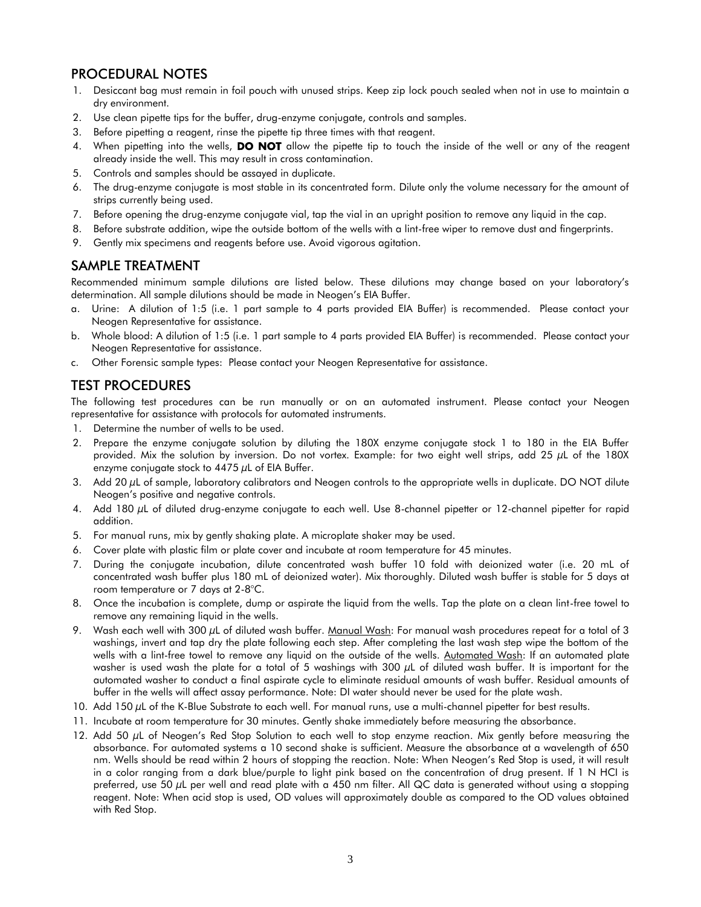## PROCEDURAL NOTES

1. Desiccant bag must remain in foil pouch with unused strips. Keep zip lock pouch sealed when not in use to maintain a dry environment.
2. Use clean pipette tips for the buffer, drug-enzyme conjugate, controls and samples.
3. Before pipetting a reagent, rinse the pipette tip three times with that reagent.
4. When pipetting into the wells, **DO NOT** allow the pipette tip to touch the inside of the well or any of the reagent already inside the well. This may result in cross contamination.
5. Controls and samples should be assayed in duplicate.
6. The drug-enzyme conjugate is most stable in its concentrated form. Dilute only the volume necessary for the amount of strips currently being used.
7. Before opening the drug-enzyme conjugate vial, tap the vial in an upright position to remove any liquid in the cap.
8. Before substrate addition, wipe the outside bottom of the wells with a lint-free wiper to remove dust and fingerprints.
9. Gently mix specimens and reagents before use. Avoid vigorous agitation.

## SAMPLE TREATMENT

Recommended minimum sample dilutions are listed below. These dilutions may change based on your laboratory's determination. All sample dilutions should be made in Neogen's EIA Buffer.

a. Urine: A dilution of 1:5 (i.e. 1 part sample to 4 parts provided EIA Buffer) is recommended. Please contact your Neogen Representative for assistance.
b. Whole blood: A dilution of 1:5 (i.e. 1 part sample to 4 parts provided EIA Buffer) is recommended. Please contact your Neogen Representative for assistance.
c. Other Forensic sample types: Please contact your Neogen Representative for assistance.

## TEST PROCEDURES

The following test procedures can be run manually or on an automated instrument. Please contact your Neogen representative for assistance with protocols for automated instruments.

1. Determine the number of wells to be used.
2. Prepare the enzyme conjugate solution by diluting the 180X enzyme conjugate stock 1 to 180 in the EIA Buffer provided. Mix the solution by inversion. Do not vortex. Example: for two eight well strips, add 25 µL of the 180X enzyme conjugate stock to 4475 µL of EIA Buffer.
3. Add 20 µL of sample, laboratory calibrators and Neogen controls to the appropriate wells in duplicate. DO NOT dilute Neogen's positive and negative controls.
4. Add 180 µL of diluted drug-enzyme conjugate to each well. Use 8-channel pipetter or 12-channel pipetter for rapid addition.
5. For manual runs, mix by gently shaking plate. A microplate shaker may be used.
6. Cover plate with plastic film or plate cover and incubate at room temperature for 45 minutes.
7. During the conjugate incubation, dilute concentrated wash buffer 10 fold with deionized water (i.e. 20 mL of concentrated wash buffer plus 180 mL of deionized water). Mix thoroughly. Diluted wash buffer is stable for 5 days at room temperature or 7 days at 2-8°C.
8. Once the incubation is complete, dump or aspirate the liquid from the wells. Tap the plate on a clean lint-free towel to remove any remaining liquid in the wells.
9. Wash each well with 300 µL of diluted wash buffer. Manual Wash: For manual wash procedures repeat for a total of 3 washings, invert and tap dry the plate following each step. After completing the last wash step wipe the bottom of the wells with a lint-free towel to remove any liquid on the outside of the wells. Automated Wash: If an automated plate washer is used wash the plate for a total of 5 washings with 300 µL of diluted wash buffer. It is important for the automated washer to conduct a final aspirate cycle to eliminate residual amounts of wash buffer. Residual amounts of buffer in the wells will affect assay performance. Note: DI water should never be used for the plate wash.
10. Add 150 µL of the K-Blue Substrate to each well. For manual runs, use a multi-channel pipetter for best results.
11. Incubate at room temperature for 30 minutes. Gently shake immediately before measuring the absorbance.
12. Add 50 µL of Neogen's Red Stop Solution to each well to stop enzyme reaction. Mix gently before measuring the absorbance. For automated systems a 10 second shake is sufficient. Measure the absorbance at a wavelength of 650 nm. Wells should be read within 2 hours of stopping the reaction. Note: When Neogen's Red Stop is used, it will result in a color ranging from a dark blue/purple to light pink based on the concentration of drug present. If 1 N HCl is preferred, use 50 µL per well and read plate with a 450 nm filter. All QC data is generated without using a stopping reagent. Note: When acid stop is used, OD values will approximately double as compared to the OD values obtained with Red Stop.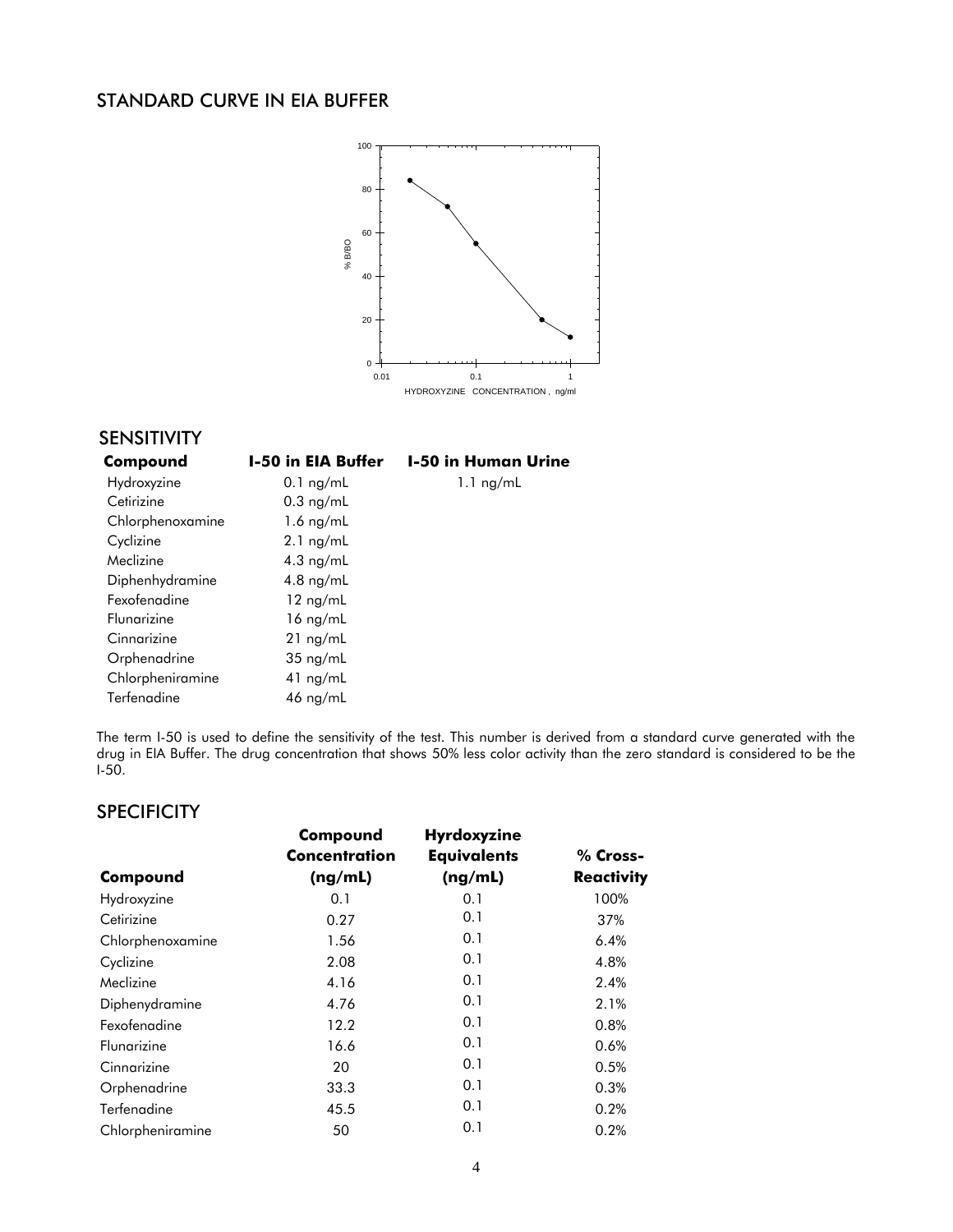## STANDARD CURVE IN EIA BUFFER

## SENSITIVITY

| Compound | I-50 in EIA Buffer | I-50 in Human Urine |
|---|---|---|
| Hydroxyzine | 0.1 ng/mL | 1.1 ng/mL |
| Cetirizine | 0.3 ng/mL | |
| Chlorphenoxamine | 1.6 ng/mL | |
| Cyclizine | 2.1 ng/mL | |
| Meclizine | 4.3 ng/mL | |
| Diphenhydramine | 4.8 ng/mL | |
| Fexofenadine | 12 ng/mL | |
| Flunarizine | 16 ng/mL | |
| Cinnarizine | 21 ng/mL | |
| Orphenadrine | 35 ng/mL | |
| Chlorpheniramine | 41 ng/mL | |
| Terfenadine | 46 ng/mL | |

The term I-50 is used to define the sensitivity of the test. This number is derived from a standard curve generated with the drug in EIA Buffer. The drug concentration that shows 50% less color activity than the zero standard is considered to be the I-50.

## SPECIFICITY

| Compound | Compound Concentration (ng/mL) | Hyrdoxyzine Equivalents (ng/mL) | % Cross-Reactivity |
|---|---|---|---|
| Hydroxyzine | 0.1 | 0.1 | 100% |
| Cetirizine | 0.27 | 0.1 | 37% |
| Chlorphenoxamine | 1.56 | 0.1 | 6.4% |
| Cyclizine | 2.08 | 0.1 | 4.8% |
| Meclizine | 4.16 | 0.1 | 2.4% |
| Diphenydramine | 4.76 | 0.1 | 2.1% |
| Fexofenadine | 12.2 | 0.1 | 0.8% |
| Flunarizine | 16.6 | 0.1 | 0.6% |
| Cinnarizine | 20 | 0.1 | 0.5% |
| Orphenadrine | 33.3 | 0.1 | 0.3% |
| Terfenadine | 45.5 | 0.1 | 0.2% |
| Chlorpheniramine | 50 | 0.1 | 0.2% |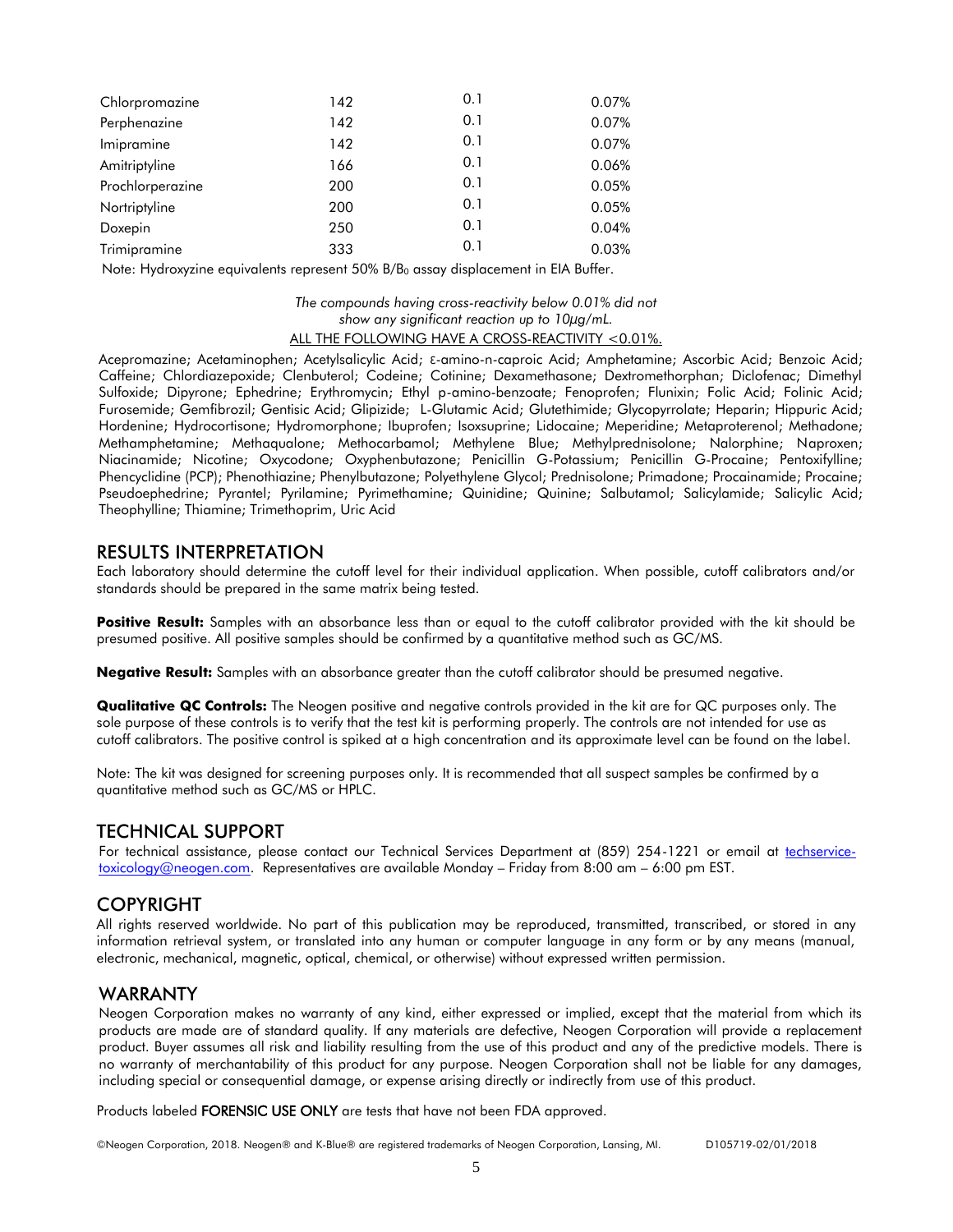| | | | |
|---|---|---|---|
| Chlorpromazine | 142 | 0.1 | 0.07% |
| Perphenazine | 142 | 0.1 | 0.07% |
| Imipramine | 142 | 0.1 | 0.07% |
| Amitriptyline | 166 | 0.1 | 0.06% |
| Prochlorperazine | 200 | 0.1 | 0.05% |
| Nortriptyline | 200 | 0.1 | 0.05% |
| Doxepin | 250 | 0.1 | 0.04% |
| Trimipramine | 333 | 0.1 | 0.03% |

Note: Hydroxyzine equivalents represent 50% $B/B_0$ assay displacement in EIA Buffer.

*The compounds having cross-reactivity below 0.01% did not show any significant reaction up to 10µg/mL.*

ALL THE FOLLOWING HAVE A CROSS-REACTIVITY <0.01%.

Acepromazine; Acetaminophen; Acetylsalicylic Acid; ε-amino-n-caproic Acid; Amphetamine; Ascorbic Acid; Benzoic Acid; Caffeine; Chlordiazepoxide; Clenbuterol; Codeine; Cotinine; Dexamethasone; Dextromethorphan; Diclofenac; Dimethyl Sulfoxide; Dipyrone; Ephedrine; Erythromycin; Ethyl p-amino-benzoate; Fenoprofen; Flunixin; Folic Acid; Folinic Acid; Furosemide; Gemfibrozil; Gentisic Acid; Glipizide; L-Glutamic Acid; Glutethimide; Glycopyrrolate; Heparin; Hippuric Acid; Hordenine; Hydrocortisone; Hydromorphone; Ibuprofen; Isoxsuprine; Lidocaine; Meperidine; Metaproterenol; Methadone; Methamphetamine; Methaqualone; Methocarbamol; Methylene Blue; Methylprednisolone; Nalorphine; Naproxen; Niacinamide; Nicotine; Oxycodone; Oxyphenbutazone; Penicillin G-Potassium; Penicillin G-Procaine; Pentoxifylline; Phencyclidine (PCP); Phenothiazine; Phenylbutazone; Polyethylene Glycol; Prednisolone; Primadone; Procainamide; Procaine; Pseudoephedrine; Pyrantel; Pyrilamine; Pyrimethamine; Quinidine; Quinine; Salbutamol; Salicylamide; Salicylic Acid; Theophylline; Thiamine; Trimethoprim, Uric Acid

## RESULTS INTERPRETATION

Each laboratory should determine the cutoff level for their individual application. When possible, cutoff calibrators and/or standards should be prepared in the same matrix being tested.

**Positive Result:** Samples with an absorbance less than or equal to the cutoff calibrator provided with the kit should be presumed positive. All positive samples should be confirmed by a quantitative method such as GC/MS.

**Negative Result:** Samples with an absorbance greater than the cutoff calibrator should be presumed negative.

**Qualitative QC Controls:** The Neogen positive and negative controls provided in the kit are for QC purposes only. The sole purpose of these controls is to verify that the test kit is performing properly. The controls are not intended for use as cutoff calibrators. The positive control is spiked at a high concentration and its approximate level can be found on the label.

Note: The kit was designed for screening purposes only. It is recommended that all suspect samples be confirmed by a quantitative method such as GC/MS or HPLC.

## TECHNICAL SUPPORT

For technical assistance, please contact our Technical Services Department at (859) 254-1221 or email at techservice-toxicology@neogen.com. Representatives are available Monday – Friday from 8:00 am – 6:00 pm EST.

## COPYRIGHT

All rights reserved worldwide. No part of this publication may be reproduced, transmitted, transcribed, or stored in any information retrieval system, or translated into any human or computer language in any form or by any means (manual, electronic, mechanical, magnetic, optical, chemical, or otherwise) without expressed written permission.

## WARRANTY

Neogen Corporation makes no warranty of any kind, either expressed or implied, except that the material from which its products are made are of standard quality. If any materials are defective, Neogen Corporation will provide a replacement product. Buyer assumes all risk and liability resulting from the use of this product and any of the predictive models. There is no warranty of merchantability of this product for any purpose. Neogen Corporation shall not be liable for any damages, including special or consequential damage, or expense arising directly or indirectly from use of this product.

Products labeled **FORENSIC USE ONLY** are tests that have not been FDA approved.

©Neogen Corporation, 2018. Neogen® and K-Blue® are registered trademarks of Neogen Corporation, Lansing, MI. D105719-02/01/2018